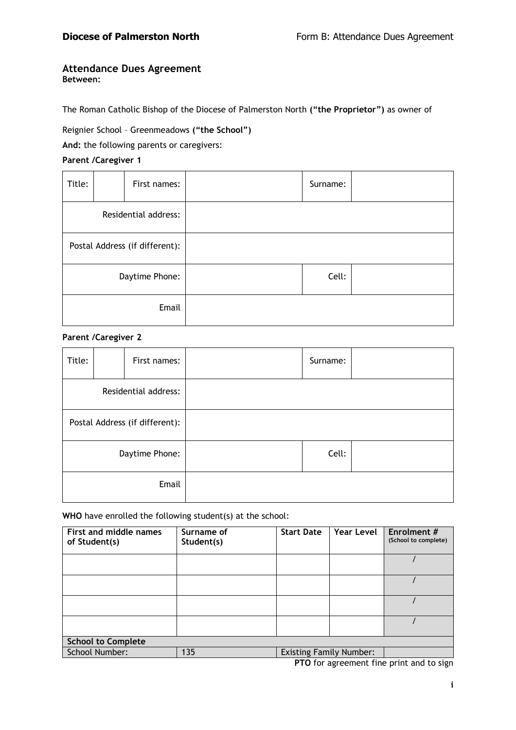## Attendance Dues Agreement

**Between:**

The Roman Catholic Bishop of the Diocese of Palmerston North **("the Proprietor")** as owner of

Reignier School – Greenmeadows **("the School")**

**And:** the following parents or caregivers:

**Parent /Caregiver 1**

| Title: | | First names: | | Surname: | |
|---|---|---|---|---|---|
| Residential address: | | | | | |
| Postal Address (if different): | | | | | |
| Daytime Phone: | | | | Cell: | |
| Email | | | | | |

**Parent /Caregiver 2**

| Title: | | First names: | | Surname: | |
|---|---|---|---|---|---|
| Residential address: | | | | | |
| Postal Address (if different): | | | | | |
| Daytime Phone: | | | | Cell: | |
| Email | | | | | |

**WHO** have enrolled the following student(s) at the school:

| First and middle names of Student(s) | Surname of Student(s) | Start Date | Year Level | Enrolment # (School to complete) |
|---|---|---|---|---|
| | | | | / |
| | | | | / |
| | | | | / |
| | | | | / |
| **School to Complete** | | | | |
| School Number: | 135 | Existing Family Number: | | |

**PTO** for agreement fine print and to sign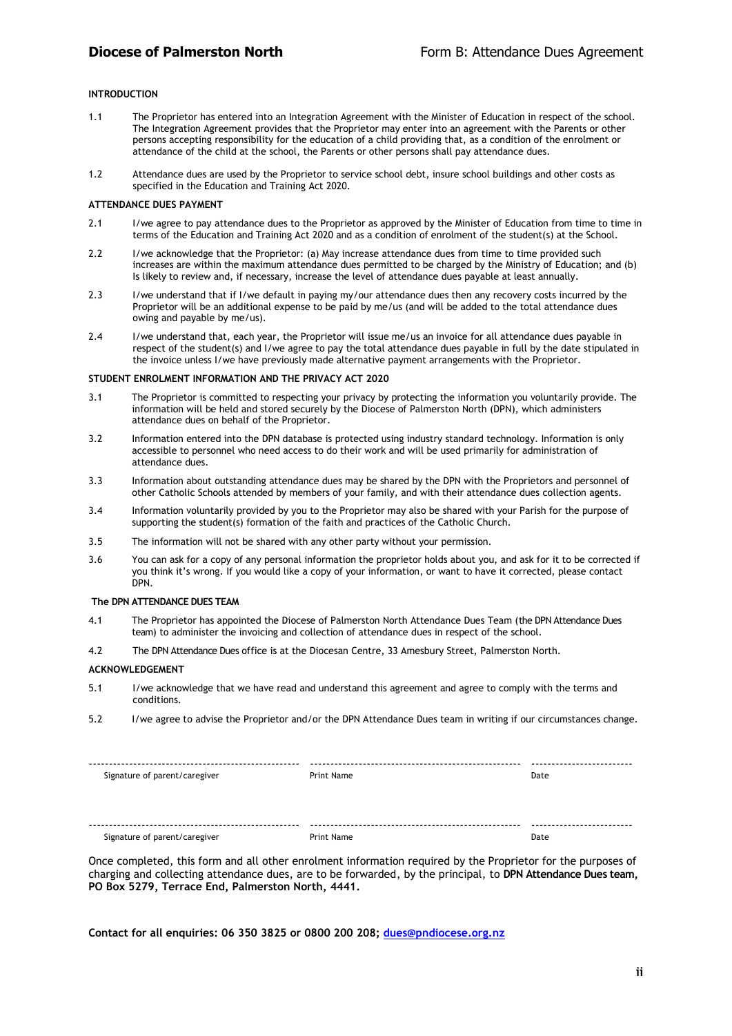**Diocese of Palmerston North** Form B: Attendance Dues Agreement

**INTRODUCTION**

1.1 The Proprietor has entered into an Integration Agreement with the Minister of Education in respect of the school. The Integration Agreement provides that the Proprietor may enter into an agreement with the Parents or other persons accepting responsibility for the education of a child providing that, as a condition of the enrolment or attendance of the child at the school, the Parents or other persons shall pay attendance dues.

1.2 Attendance dues are used by the Proprietor to service school debt, insure school buildings and other costs as specified in the Education and Training Act 2020.

**ATTENDANCE DUES PAYMENT**

2.1 I/we agree to pay attendance dues to the Proprietor as approved by the Minister of Education from time to time in terms of the Education and Training Act 2020 and as a condition of enrolment of the student(s) at the School.

2.2 I/we acknowledge that the Proprietor: (a) May increase attendance dues from time to time provided such increases are within the maximum attendance dues permitted to be charged by the Ministry of Education; and (b) Is likely to review and, if necessary, increase the level of attendance dues payable at least annually.

2.3 I/we understand that if I/we default in paying my/our attendance dues then any recovery costs incurred by the Proprietor will be an additional expense to be paid by me/us (and will be added to the total attendance dues owing and payable by me/us).

2.4 I/we understand that, each year, the Proprietor will issue me/us an invoice for all attendance dues payable in respect of the student(s) and I/we agree to pay the total attendance dues payable in full by the date stipulated in the invoice unless I/we have previously made alternative payment arrangements with the Proprietor.

**STUDENT ENROLMENT INFORMATION AND THE PRIVACY ACT 2020**

3.1 The Proprietor is committed to respecting your privacy by protecting the information you voluntarily provide. The information will be held and stored securely by the Diocese of Palmerston North (DPN), which administers attendance dues on behalf of the Proprietor.

3.2 Information entered into the DPN database is protected using industry standard technology. Information is only accessible to personnel who need access to do their work and will be used primarily for administration of attendance dues.

3.3 Information about outstanding attendance dues may be shared by the DPN with the Proprietors and personnel of other Catholic Schools attended by members of your family, and with their attendance dues collection agents.

3.4 Information voluntarily provided by you to the Proprietor may also be shared with your Parish for the purpose of supporting the student(s) formation of the faith and practices of the Catholic Church.

3.5 The information will not be shared with any other party without your permission.

3.6 You can ask for a copy of any personal information the proprietor holds about you, and ask for it to be corrected if you think it's wrong. If you would like a copy of your information, or want to have it corrected, please contact DPN.

**The DPN ATTENDANCE DUES TEAM**

4.1 The Proprietor has appointed the Diocese of Palmerston North Attendance Dues Team (the DPN Attendance Dues team) to administer the invoicing and collection of attendance dues in respect of the school.

4.2 The DPN Attendance Dues office is at the Diocesan Centre, 33 Amesbury Street, Palmerston North.

**ACKNOWLEDGEMENT**

5.1 I/we acknowledge that we have read and understand this agreement and agree to comply with the terms and conditions.

5.2 I/we agree to advise the Proprietor and/or the DPN Attendance Dues team in writing if our circumstances change.

| | | |
|---|---|---|
| ---------------------------------------------------- | ---------------------------------------------------- | ------------------------ |
| Signature of parent/caregiver | Print Name | Date |
| ---------------------------------------------------- | ---------------------------------------------------- | ------------------------ |
| Signature of parent/caregiver | Print Name | Date |

Once completed, this form and all other enrolment information required by the Proprietor for the purposes of charging and collecting attendance dues, are to be forwarded, by the principal, to **DPN Attendance Dues team, PO Box 5279, Terrace End, Palmerston North, 4441.**

**Contact for all enquiries: 06 350 3825 or 0800 200 208; dues@pndiocese.org.nz**